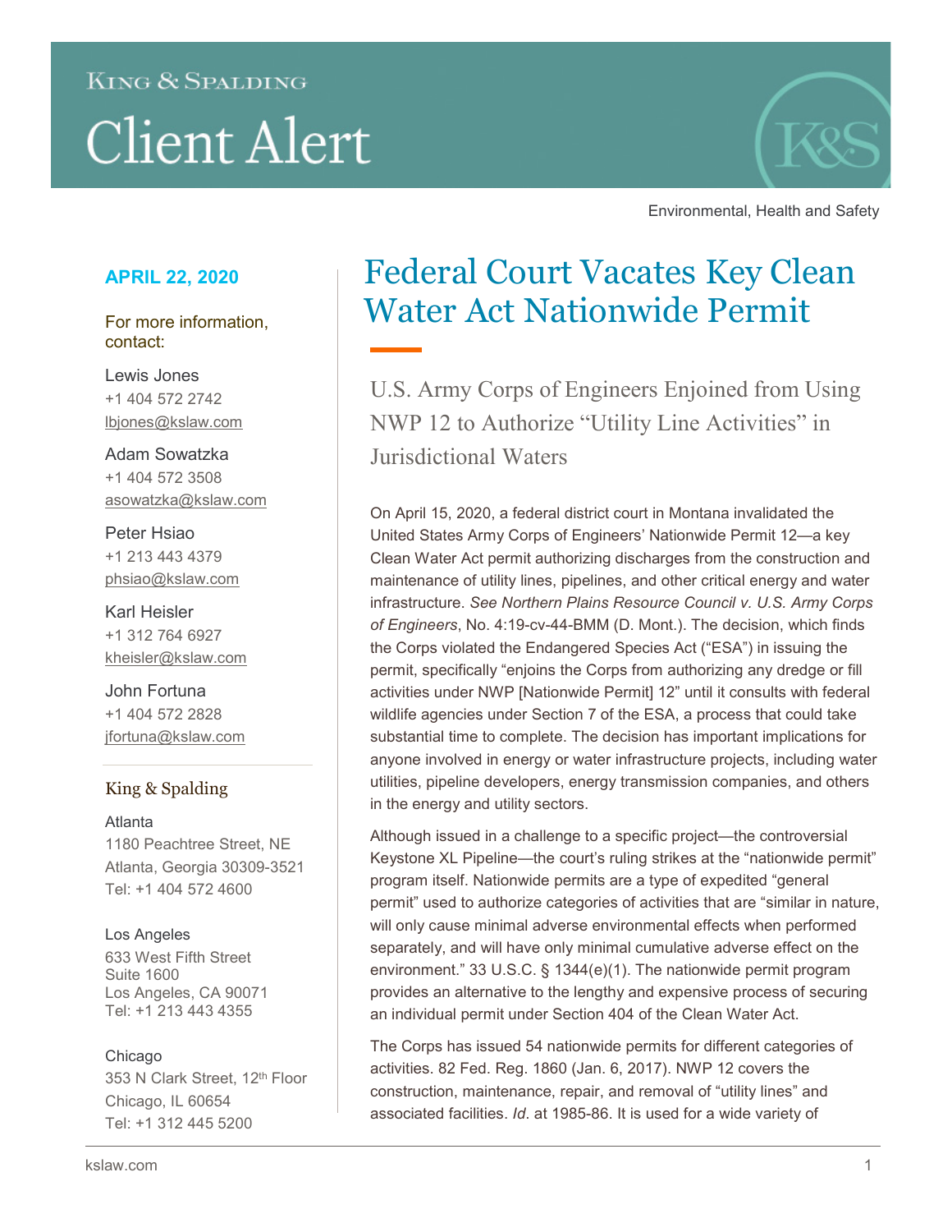King & Spalding

# Client Alert

Environmental, Health and Safety

**APRIL 22, 2020**

For more information, contact:

Lewis Jones
+1 404 572 2742
lbjones@kslaw.com

Adam Sowatzka
+1 404 572 3508
asowatzka@kslaw.com

Peter Hsiao
+1 213 443 4379
phsiao@kslaw.com

Karl Heisler
+1 312 764 6927
kheisler@kslaw.com

John Fortuna
+1 404 572 2828
jfortuna@kslaw.com

King & Spalding

Atlanta
1180 Peachtree Street, NE
Atlanta, Georgia 30309-3521
Tel: +1 404 572 4600

Los Angeles
633 West Fifth Street
Suite 1600
Los Angeles, CA 90071
Tel: +1 213 443 4355

Chicago
353 N Clark Street, 12th Floor
Chicago, IL 60654
Tel: +1 312 445 5200

# Federal Court Vacates Key Clean Water Act Nationwide Permit

## U.S. Army Corps of Engineers Enjoined from Using NWP 12 to Authorize "Utility Line Activities" in Jurisdictional Waters

On April 15, 2020, a federal district court in Montana invalidated the United States Army Corps of Engineers' Nationwide Permit 12—a key Clean Water Act permit authorizing discharges from the construction and maintenance of utility lines, pipelines, and other critical energy and water infrastructure. *See Northern Plains Resource Council v. U.S. Army Corps of Engineers*, No. 4:19-cv-44-BMM (D. Mont.). The decision, which finds the Corps violated the Endangered Species Act ("ESA") in issuing the permit, specifically "enjoins the Corps from authorizing any dredge or fill activities under NWP [Nationwide Permit] 12" until it consults with federal wildlife agencies under Section 7 of the ESA, a process that could take substantial time to complete. The decision has important implications for anyone involved in energy or water infrastructure projects, including water utilities, pipeline developers, energy transmission companies, and others in the energy and utility sectors.

Although issued in a challenge to a specific project—the controversial Keystone XL Pipeline—the court's ruling strikes at the "nationwide permit" program itself. Nationwide permits are a type of expedited "general permit" used to authorize categories of activities that are "similar in nature, will only cause minimal adverse environmental effects when performed separately, and will have only minimal cumulative adverse effect on the environment." 33 U.S.C. § 1344(e)(1). The nationwide permit program provides an alternative to the lengthy and expensive process of securing an individual permit under Section 404 of the Clean Water Act.

The Corps has issued 54 nationwide permits for different categories of activities. 82 Fed. Reg. 1860 (Jan. 6, 2017). NWP 12 covers the construction, maintenance, repair, and removal of "utility lines" and associated facilities. *Id.* at 1985-86. It is used for a wide variety of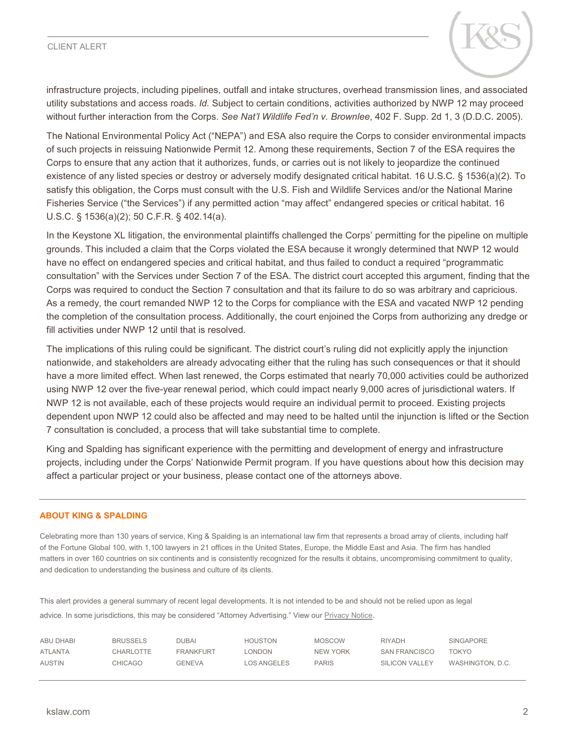infrastructure projects, including pipelines, outfall and intake structures, overhead transmission lines, and associated utility substations and access roads. *Id.* Subject to certain conditions, activities authorized by NWP 12 may proceed without further interaction from the Corps. *See Nat'l Wildlife Fed'n v. Brownlee*, 402 F. Supp. 2d 1, 3 (D.D.C. 2005).

The National Environmental Policy Act ("NEPA") and ESA also require the Corps to consider environmental impacts of such projects in reissuing Nationwide Permit 12. Among these requirements, Section 7 of the ESA requires the Corps to ensure that any action that it authorizes, funds, or carries out is not likely to jeopardize the continued existence of any listed species or destroy or adversely modify designated critical habitat. 16 U.S.C. § 1536(a)(2). To satisfy this obligation, the Corps must consult with the U.S. Fish and Wildlife Services and/or the National Marine Fisheries Service ("the Services") if any permitted action "may affect" endangered species or critical habitat. 16 U.S.C. § 1536(a)(2); 50 C.F.R. § 402.14(a).

In the Keystone XL litigation, the environmental plaintiffs challenged the Corps' permitting for the pipeline on multiple grounds. This included a claim that the Corps violated the ESA because it wrongly determined that NWP 12 would have no effect on endangered species and critical habitat, and thus failed to conduct a required "programmatic consultation" with the Services under Section 7 of the ESA. The district court accepted this argument, finding that the Corps was required to conduct the Section 7 consultation and that its failure to do so was arbitrary and capricious. As a remedy, the court remanded NWP 12 to the Corps for compliance with the ESA and vacated NWP 12 pending the completion of the consultation process. Additionally, the court enjoined the Corps from authorizing any dredge or fill activities under NWP 12 until that is resolved.

The implications of this ruling could be significant. The district court's ruling did not explicitly apply the injunction nationwide, and stakeholders are already advocating either that the ruling has such consequences or that it should have a more limited effect. When last renewed, the Corps estimated that nearly 70,000 activities could be authorized using NWP 12 over the five-year renewal period, which could impact nearly 9,000 acres of jurisdictional waters. If NWP 12 is not available, each of these projects would require an individual permit to proceed. Existing projects dependent upon NWP 12 could also be affected and may need to be halted until the injunction is lifted or the Section 7 consultation is concluded, a process that will take substantial time to complete.

King and Spalding has significant experience with the permitting and development of energy and infrastructure projects, including under the Corps' Nationwide Permit program. If you have questions about how this decision may affect a particular project or your business, please contact one of the attorneys above.

## ABOUT KING & SPALDING

Celebrating more than 130 years of service, King & Spalding is an international law firm that represents a broad array of clients, including half of the Fortune Global 100, with 1,100 lawyers in 21 offices in the United States, Europe, the Middle East and Asia. The firm has handled matters in over 160 countries on six continents and is consistently recognized for the results it obtains, uncompromising commitment to quality, and dedication to understanding the business and culture of its clients.

This alert provides a general summary of recent legal developments. It is not intended to be and should not be relied upon as legal advice. In some jurisdictions, this may be considered "Attorney Advertising." View our Privacy Notice.

| | | | | | | |
|---|---|---|---|---|---|---|
| ABU DHABI | BRUSSELS | DUBAI | HOUSTON | MOSCOW | RIYADH | SINGAPORE |
| ATLANTA | CHARLOTTE | FRANKFURT | LONDON | NEW YORK | SAN FRANCISCO | TOKYO |
| AUSTIN | CHICAGO | GENEVA | LOS ANGELES | PARIS | SILICON VALLEY | WASHINGTON, D.C. |